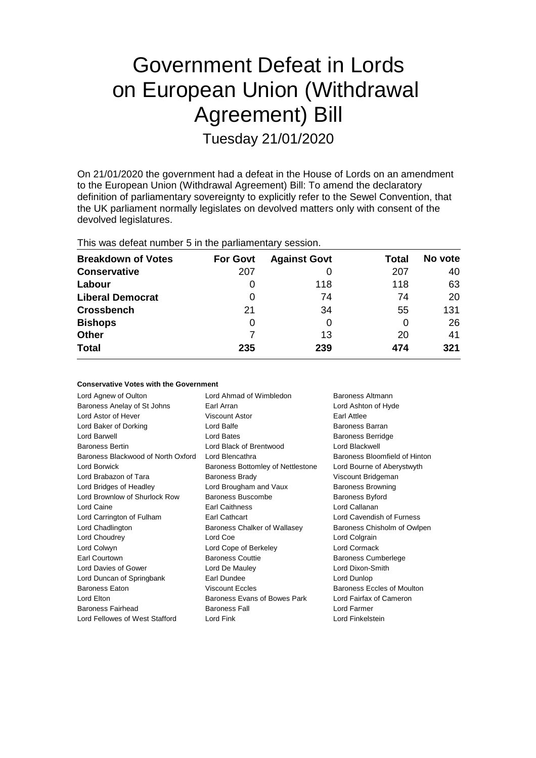# Government Defeat in Lords on European Union (Withdrawal Agreement) Bill

Tuesday 21/01/2020

On 21/01/2020 the government had a defeat in the House of Lords on an amendment to the European Union (Withdrawal Agreement) Bill: To amend the declaratory definition of parliamentary sovereignty to explicitly refer to the Sewel Convention, that the UK parliament normally legislates on devolved matters only with consent of the devolved legislatures.

This was defeat number 5 in the parliamentary session.

| Breakdown of Votes | For Govt | Against Govt | Total | No vote |
|---|---|---|---|---|
| Conservative | 207 | 0 | 207 | 40 |
| Labour | 0 | 118 | 118 | 63 |
| Liberal Democrat | 0 | 74 | 74 | 20 |
| Crossbench | 21 | 34 | 55 | 131 |
| Bishops | 0 | 0 | 0 | 26 |
| Other | 7 | 13 | 20 | 41 |
| **Total** | **235** | **239** | **474** | **321** |

### Conservative Votes with the Government

| | | |
|---|---|---|
| Lord Agnew of Oulton | Lord Ahmad of Wimbledon | Baroness Altmann |
| Baroness Anelay of St Johns | Earl Arran | Lord Ashton of Hyde |
| Lord Astor of Hever | Viscount Astor | Earl Attlee |
| Lord Baker of Dorking | Lord Balfe | Baroness Barran |
| Lord Barwell | Lord Bates | Baroness Berridge |
| Baroness Bertin | Lord Black of Brentwood | Lord Blackwell |
| Baroness Blackwood of North Oxford | Lord Blencathra | Baroness Bloomfield of Hinton |
| Lord Borwick | Baroness Bottomley of Nettlestone | Lord Bourne of Aberystwyth |
| Lord Brabazon of Tara | Baroness Brady | Viscount Bridgeman |
| Lord Bridges of Headley | Lord Brougham and Vaux | Baroness Browning |
| Lord Brownlow of Shurlock Row | Baroness Buscombe | Baroness Byford |
| Lord Caine | Earl Caithness | Lord Callanan |
| Lord Carrington of Fulham | Earl Cathcart | Lord Cavendish of Furness |
| Lord Chadlington | Baroness Chalker of Wallasey | Baroness Chisholm of Owlpen |
| Lord Choudrey | Lord Coe | Lord Colgrain |
| Lord Colwyn | Lord Cope of Berkeley | Lord Cormack |
| Earl Courtown | Baroness Couttie | Baroness Cumberlege |
| Lord Davies of Gower | Lord De Mauley | Lord Dixon-Smith |
| Lord Duncan of Springbank | Earl Dundee | Lord Dunlop |
| Baroness Eaton | Viscount Eccles | Baroness Eccles of Moulton |
| Lord Elton | Baroness Evans of Bowes Park | Lord Fairfax of Cameron |
| Baroness Fairhead | Baroness Fall | Lord Farmer |
| Lord Fellowes of West Stafford | Lord Fink | Lord Finkelstein |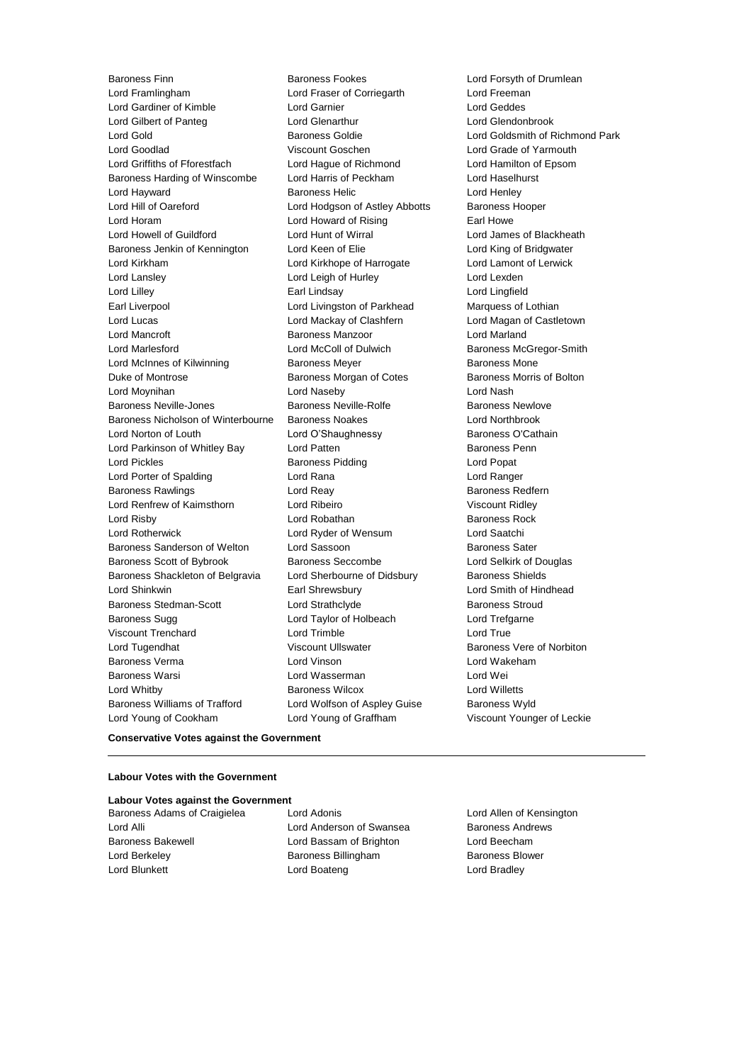Baroness Finn
Baroness Fookes
Lord Forsyth of Drumlean
Lord Framlingham
Lord Fraser of Corriegarth
Lord Freeman
Lord Gardiner of Kimble
Lord Garnier
Lord Geddes
Lord Gilbert of Panteg
Lord Glenarthur
Lord Glendonbrook
Lord Gold
Baroness Goldie
Lord Goldsmith of Richmond Park
Lord Goodlad
Viscount Goschen
Lord Grade of Yarmouth
Lord Griffiths of Fforestfach
Lord Hague of Richmond
Lord Hamilton of Epsom
Baroness Harding of Winscombe
Lord Harris of Peckham
Lord Haselhurst
Lord Hayward
Baroness Helic
Lord Henley
Lord Hill of Oareford
Lord Hodgson of Astley Abbotts
Baroness Hooper
Lord Horam
Lord Howard of Rising
Earl Howe
Lord Howell of Guildford
Lord Hunt of Wirral
Lord James of Blackheath
Baroness Jenkin of Kennington
Lord Keen of Elie
Lord King of Bridgwater
Lord Kirkham
Lord Kirkhope of Harrogate
Lord Lamont of Lerwick
Lord Lansley
Lord Leigh of Hurley
Lord Lexden
Lord Lilley
Earl Lindsay
Lord Lingfield
Earl Liverpool
Lord Livingston of Parkhead
Marquess of Lothian
Lord Lucas
Lord Mackay of Clashfern
Lord Magan of Castletown
Lord Mancroft
Baroness Manzoor
Lord Marland
Lord Marlesford
Lord McColl of Dulwich
Baroness McGregor-Smith
Lord McInnes of Kilwinning
Baroness Meyer
Baroness Mone
Duke of Montrose
Baroness Morgan of Cotes
Baroness Morris of Bolton
Lord Moynihan
Lord Naseby
Lord Nash
Baroness Neville-Jones
Baroness Neville-Rolfe
Baroness Newlove
Baroness Nicholson of Winterbourne
Baroness Noakes
Lord Northbrook
Lord Norton of Louth
Lord O'Shaughnessy
Baroness O'Cathain
Lord Parkinson of Whitley Bay
Lord Patten
Baroness Penn
Lord Pickles
Baroness Pidding
Lord Popat
Lord Porter of Spalding
Lord Rana
Lord Ranger
Baroness Rawlings
Lord Reay
Baroness Redfern
Lord Renfrew of Kaimsthorn
Lord Ribeiro
Viscount Ridley
Lord Risby
Lord Robathan
Baroness Rock
Lord Rotherwick
Lord Ryder of Wensum
Lord Saatchi
Baroness Sanderson of Welton
Lord Sassoon
Baroness Sater
Baroness Scott of Bybrook
Baroness Seccombe
Lord Selkirk of Douglas
Baroness Shackleton of Belgravia
Lord Sherbourne of Didsbury
Baroness Shields
Lord Shinkwin
Earl Shrewsbury
Lord Smith of Hindhead
Baroness Stedman-Scott
Lord Strathclyde
Baroness Stroud
Baroness Sugg
Lord Taylor of Holbeach
Lord Trefgarne
Viscount Trenchard
Lord Trimble
Lord True
Lord Tugendhat
Viscount Ullswater
Baroness Vere of Norbiton
Baroness Verma
Lord Vinson
Lord Wakeham
Baroness Warsi
Lord Wasserman
Lord Wei
Lord Whitby
Baroness Wilcox
Lord Willetts
Baroness Williams of Trafford
Lord Wolfson of Aspley Guise
Baroness Wyld
Lord Young of Cookham
Lord Young of Graffham
Viscount Younger of Leckie

**Conservative Votes against the Government**

---

**Labour Votes with the Government**

**Labour Votes against the Government**

Baroness Adams of Craigielea
Lord Adonis
Lord Allen of Kensington
Lord Alli
Lord Anderson of Swansea
Baroness Andrews
Baroness Bakewell
Lord Bassam of Brighton
Lord Beecham
Lord Berkeley
Baroness Billingham
Baroness Blower
Lord Blunkett
Lord Boateng
Lord Bradley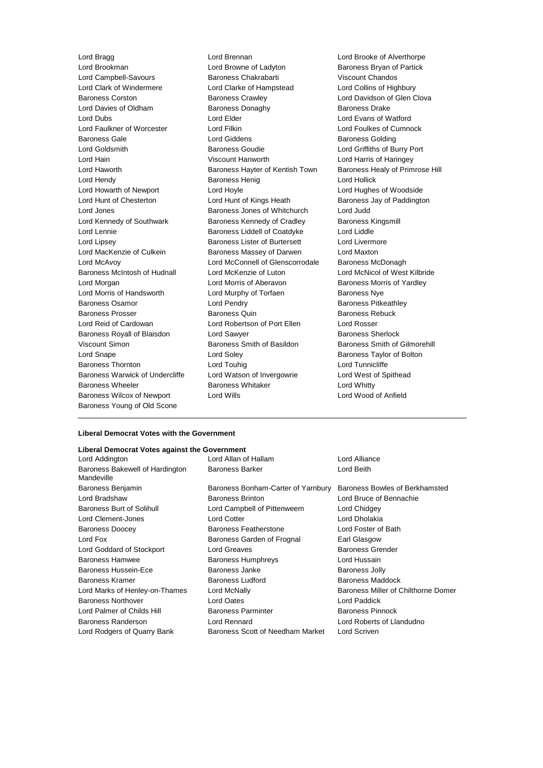Lord Bragg
Lord Brennan
Lord Brooke of Alverthorpe
Lord Brookman
Lord Browne of Ladyton
Baroness Bryan of Partick
Lord Campbell-Savours
Baroness Chakrabarti
Viscount Chandos
Lord Clark of Windermere
Lord Clarke of Hampstead
Lord Collins of Highbury
Baroness Corston
Baroness Crawley
Lord Davidson of Glen Clova
Lord Davies of Oldham
Baroness Donaghy
Baroness Drake
Lord Dubs
Lord Elder
Lord Evans of Watford
Lord Faulkner of Worcester
Lord Filkin
Lord Foulkes of Cumnock
Baroness Gale
Lord Giddens
Baroness Golding
Lord Goldsmith
Baroness Goudie
Lord Griffiths of Burry Port
Lord Hain
Viscount Hanworth
Lord Harris of Haringey
Lord Haworth
Baroness Hayter of Kentish Town
Baroness Healy of Primrose Hill
Lord Hendy
Baroness Henig
Lord Hollick
Lord Howarth of Newport
Lord Hoyle
Lord Hughes of Woodside
Lord Hunt of Chesterton
Lord Hunt of Kings Heath
Baroness Jay of Paddington
Lord Jones
Baroness Jones of Whitchurch
Lord Judd
Lord Kennedy of Southwark
Baroness Kennedy of Cradley
Baroness Kingsmill
Lord Lennie
Baroness Liddell of Coatdyke
Lord Liddle
Lord Lipsey
Baroness Lister of Burtersett
Lord Livermore
Lord MacKenzie of Culkein
Baroness Massey of Darwen
Lord Maxton
Lord McAvoy
Lord McConnell of Glenscorrodale
Baroness McDonagh
Baroness McIntosh of Hudnall
Lord McKenzie of Luton
Lord McNicol of West Kilbride
Lord Morgan
Lord Morris of Aberavon
Baroness Morris of Yardley
Lord Morris of Handsworth
Lord Murphy of Torfaen
Baroness Nye
Baroness Osamor
Lord Pendry
Baroness Pitkeathley
Baroness Prosser
Baroness Quin
Baroness Rebuck
Lord Reid of Cardowan
Lord Robertson of Port Ellen
Lord Rosser
Baroness Royall of Blaisdon
Lord Sawyer
Baroness Sherlock
Viscount Simon
Baroness Smith of Basildon
Baroness Smith of Gilmorehill
Lord Snape
Lord Soley
Baroness Taylor of Bolton
Baroness Thornton
Lord Touhig
Lord Tunnicliffe
Baroness Warwick of Undercliffe
Lord Watson of Invergowrie
Lord West of Spithead
Baroness Wheeler
Baroness Whitaker
Lord Whitty
Baroness Wilcox of Newport
Lord Wills
Lord Wood of Anfield
Baroness Young of Old Scone

---

**Liberal Democrat Votes with the Government**

**Liberal Democrat Votes against the Government**

Lord Addington
Lord Allan of Hallam
Lord Alliance
Baroness Bakewell of Hardington Mandeville
Baroness Barker
Lord Beith
Baroness Benjamin
Baroness Bonham-Carter of Yarnbury
Baroness Bowles of Berkhamsted
Lord Bradshaw
Baroness Brinton
Lord Bruce of Bennachie
Baroness Burt of Solihull
Lord Campbell of Pittenweem
Lord Chidgey
Lord Clement-Jones
Lord Cotter
Lord Dholakia
Baroness Doocey
Baroness Featherstone
Lord Foster of Bath
Lord Fox
Baroness Garden of Frognal
Earl Glasgow
Lord Goddard of Stockport
Lord Greaves
Baroness Grender
Baroness Hamwee
Baroness Humphreys
Lord Hussain
Baroness Hussein-Ece
Baroness Janke
Baroness Jolly
Baroness Kramer
Baroness Ludford
Baroness Maddock
Lord Marks of Henley-on-Thames
Lord McNally
Baroness Miller of Chilthorne Domer
Baroness Northover
Lord Oates
Lord Paddick
Lord Palmer of Childs Hill
Baroness Parminter
Baroness Pinnock
Baroness Randerson
Lord Rennard
Lord Roberts of Llandudno
Lord Rodgers of Quarry Bank
Baroness Scott of Needham Market
Lord Scriven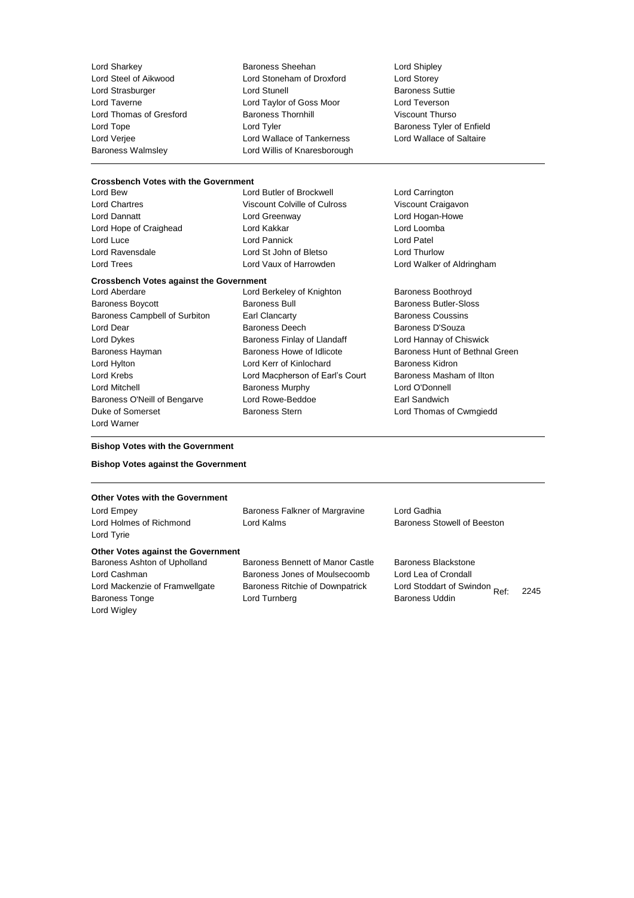| | | |
|---|---|---|
| Lord Sharkey | Baroness Sheehan | Lord Shipley |
| Lord Steel of Aikwood | Lord Stoneham of Droxford | Lord Storey |
| Lord Strasburger | Lord Stunell | Baroness Suttie |
| Lord Taverne | Lord Taylor of Goss Moor | Lord Teverson |
| Lord Thomas of Gresford | Baroness Thornhill | Viscount Thurso |
| Lord Tope | Lord Tyler | Baroness Tyler of Enfield |
| Lord Verjee | Lord Wallace of Tankerness | Lord Wallace of Saltaire |
| Baroness Walmsley | Lord Willis of Knaresborough | |

**Crossbench Votes with the Government**

| | | |
|---|---|---|
| Lord Bew | Lord Butler of Brockwell | Lord Carrington |
| Lord Chartres | Viscount Colville of Culross | Viscount Craigavon |
| Lord Dannatt | Lord Greenway | Lord Hogan-Howe |
| Lord Hope of Craighead | Lord Kakkar | Lord Loomba |
| Lord Luce | Lord Pannick | Lord Patel |
| Lord Ravensdale | Lord St John of Bletso | Lord Thurlow |
| Lord Trees | Lord Vaux of Harrowden | Lord Walker of Aldringham |

**Crossbench Votes against the Government**

| | | |
|---|---|---|
| Lord Aberdare | Lord Berkeley of Knighton | Baroness Boothroyd |
| Baroness Boycott | Baroness Bull | Baroness Butler-Sloss |
| Baroness Campbell of Surbiton | Earl Clancarty | Baroness Coussins |
| Lord Dear | Baroness Deech | Baroness D'Souza |
| Lord Dykes | Baroness Finlay of Llandaff | Lord Hannay of Chiswick |
| Baroness Hayman | Baroness Howe of Idlicote | Baroness Hunt of Bethnal Green |
| Lord Hylton | Lord Kerr of Kinlochard | Baroness Kidron |
| Lord Krebs | Lord Macpherson of Earl's Court | Baroness Masham of Ilton |
| Lord Mitchell | Baroness Murphy | Lord O'Donnell |
| Baroness O'Neill of Bengarve | Lord Rowe-Beddoe | Earl Sandwich |
| Duke of Somerset | Baroness Stern | Lord Thomas of Cwmgiedd |
| Lord Warner | | |

**Bishop Votes with the Government**

**Bishop Votes against the Government**

**Other Votes with the Government**

| | | |
|---|---|---|
| Lord Empey | Baroness Falkner of Margravine | Lord Gadhia |
| Lord Holmes of Richmond | Lord Kalms | Baroness Stowell of Beeston |
| Lord Tyrie | | |

**Other Votes against the Government**

| | | |
|---|---|---|
| Baroness Ashton of Upholland | Baroness Bennett of Manor Castle | Baroness Blackstone |
| Lord Cashman | Baroness Jones of Moulsecoomb | Lord Lea of Crondall |
| Lord Mackenzie of Framwellgate | Baroness Ritchie of Downpatrick | Lord Stoddart of Swindon |
| Baroness Tonge | Lord Turnberg | Baroness Uddin |
| Lord Wigley | | |

Ref: 2245